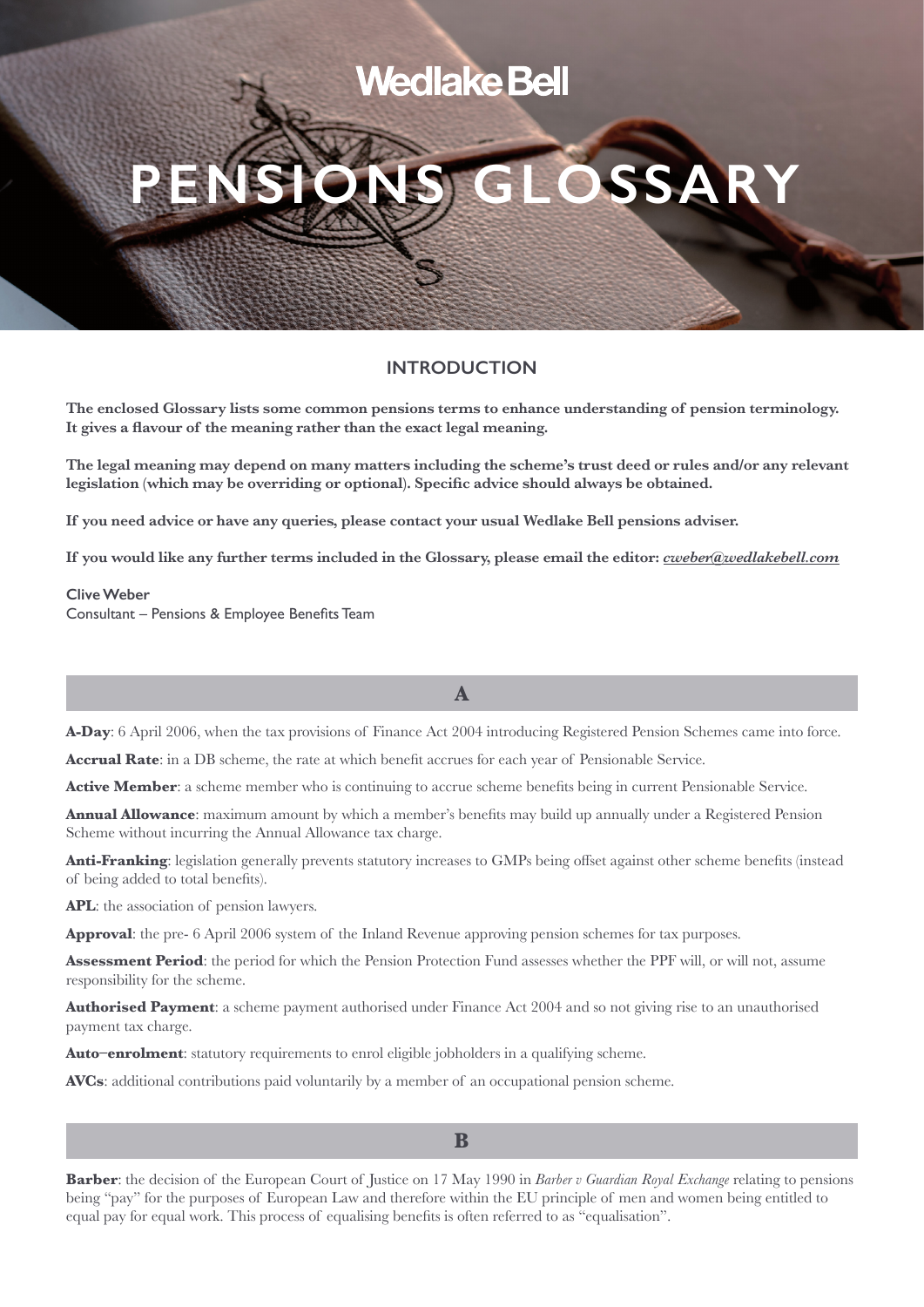Wedlake Bell

# PENSIONS GLOSSARY

## INTRODUCTION

**The enclosed Glossary lists some common pensions terms to enhance understanding of pension terminology. It gives a flavour of the meaning rather than the exact legal meaning.**

**The legal meaning may depend on many matters including the scheme's trust deed or rules and/or any relevant legislation (which may be overriding or optional). Specific advice should always be obtained.**

**If you need advice or have any queries, please contact your usual Wedlake Bell pensions adviser.**

**If you would like any further terms included in the Glossary, please email the editor: *cweber@wedlakebell.com***

Clive Weber
Consultant – Pensions & Employee Benefits Team

## A

**A-Day**: 6 April 2006, when the tax provisions of Finance Act 2004 introducing Registered Pension Schemes came into force.

**Accrual Rate**: in a DB scheme, the rate at which benefit accrues for each year of Pensionable Service.

**Active Member**: a scheme member who is continuing to accrue scheme benefits being in current Pensionable Service.

**Annual Allowance**: maximum amount by which a member's benefits may build up annually under a Registered Pension Scheme without incurring the Annual Allowance tax charge.

**Anti-Franking**: legislation generally prevents statutory increases to GMPs being offset against other scheme benefits (instead of being added to total benefits).

**APL**: the association of pension lawyers.

**Approval**: the pre- 6 April 2006 system of the Inland Revenue approving pension schemes for tax purposes.

**Assessment Period**: the period for which the Pension Protection Fund assesses whether the PPF will, or will not, assume responsibility for the scheme.

**Authorised Payment**: a scheme payment authorised under Finance Act 2004 and so not giving rise to an unauthorised payment tax charge.

**Auto–enrolment**: statutory requirements to enrol eligible jobholders in a qualifying scheme.

**AVCs**: additional contributions paid voluntarily by a member of an occupational pension scheme.

## B

**Barber**: the decision of the European Court of Justice on 17 May 1990 in *Barber v Guardian Royal Exchange* relating to pensions being "pay" for the purposes of European Law and therefore within the EU principle of men and women being entitled to equal pay for equal work. This process of equalising benefits is often referred to as "equalisation".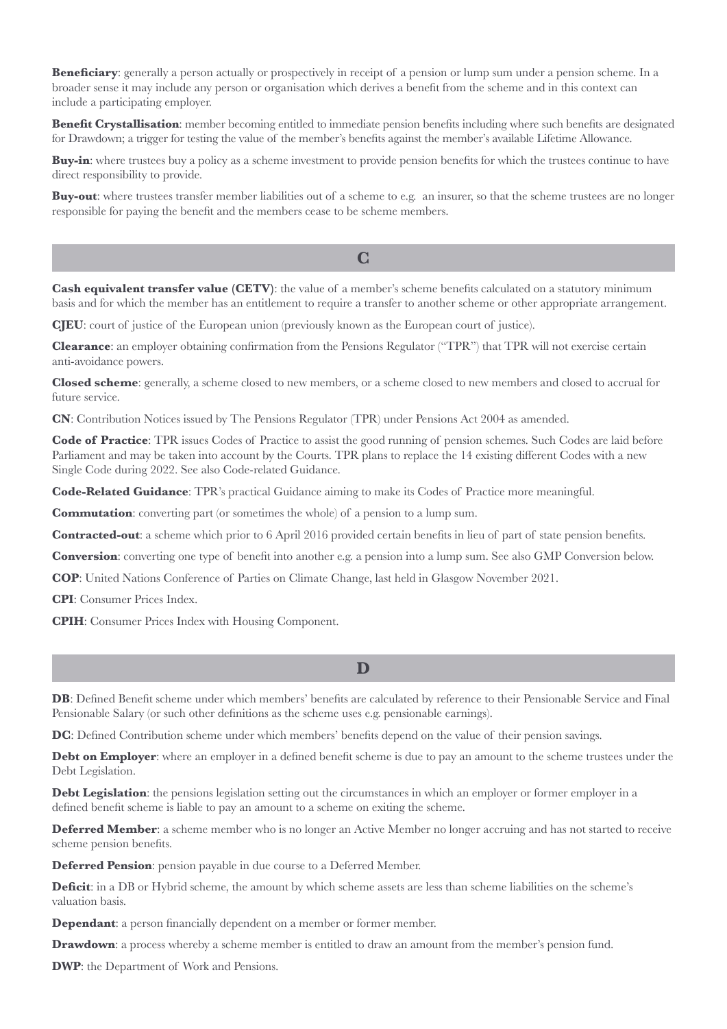**Beneficiary**: generally a person actually or prospectively in receipt of a pension or lump sum under a pension scheme. In a broader sense it may include any person or organisation which derives a benefit from the scheme and in this context can include a participating employer.

**Benefit Crystallisation**: member becoming entitled to immediate pension benefits including where such benefits are designated for Drawdown; a trigger for testing the value of the member's benefits against the member's available Lifetime Allowance.

**Buy-in**: where trustees buy a policy as a scheme investment to provide pension benefits for which the trustees continue to have direct responsibility to provide.

**Buy-out**: where trustees transfer member liabilities out of a scheme to e.g. an insurer, so that the scheme trustees are no longer responsible for paying the benefit and the members cease to be scheme members.

## C

**Cash equivalent transfer value (CETV)**: the value of a member's scheme benefits calculated on a statutory minimum basis and for which the member has an entitlement to require a transfer to another scheme or other appropriate arrangement.

**CJEU**: court of justice of the European union (previously known as the European court of justice).

**Clearance**: an employer obtaining confirmation from the Pensions Regulator ("TPR") that TPR will not exercise certain anti-avoidance powers.

**Closed scheme**: generally, a scheme closed to new members, or a scheme closed to new members and closed to accrual for future service.

**CN**: Contribution Notices issued by The Pensions Regulator (TPR) under Pensions Act 2004 as amended.

**Code of Practice**: TPR issues Codes of Practice to assist the good running of pension schemes. Such Codes are laid before Parliament and may be taken into account by the Courts. TPR plans to replace the 14 existing different Codes with a new Single Code during 2022. See also Code-related Guidance.

**Code-Related Guidance**: TPR's practical Guidance aiming to make its Codes of Practice more meaningful.

**Commutation**: converting part (or sometimes the whole) of a pension to a lump sum.

**Contracted-out**: a scheme which prior to 6 April 2016 provided certain benefits in lieu of part of state pension benefits.

**Conversion**: converting one type of benefit into another e.g. a pension into a lump sum. See also GMP Conversion below.

**COP**: United Nations Conference of Parties on Climate Change, last held in Glasgow November 2021.

**CPI**: Consumer Prices Index.

**CPIH**: Consumer Prices Index with Housing Component.

## D

**DB**: Defined Benefit scheme under which members' benefits are calculated by reference to their Pensionable Service and Final Pensionable Salary (or such other definitions as the scheme uses e.g. pensionable earnings).

**DC**: Defined Contribution scheme under which members' benefits depend on the value of their pension savings.

**Debt on Employer**: where an employer in a defined benefit scheme is due to pay an amount to the scheme trustees under the Debt Legislation.

**Debt Legislation**: the pensions legislation setting out the circumstances in which an employer or former employer in a defined benefit scheme is liable to pay an amount to a scheme on exiting the scheme.

**Deferred Member**: a scheme member who is no longer an Active Member no longer accruing and has not started to receive scheme pension benefits.

**Deferred Pension**: pension payable in due course to a Deferred Member.

**Deficit**: in a DB or Hybrid scheme, the amount by which scheme assets are less than scheme liabilities on the scheme's valuation basis.

**Dependant**: a person financially dependent on a member or former member.

**Drawdown**: a process whereby a scheme member is entitled to draw an amount from the member's pension fund.

**DWP**: the Department of Work and Pensions.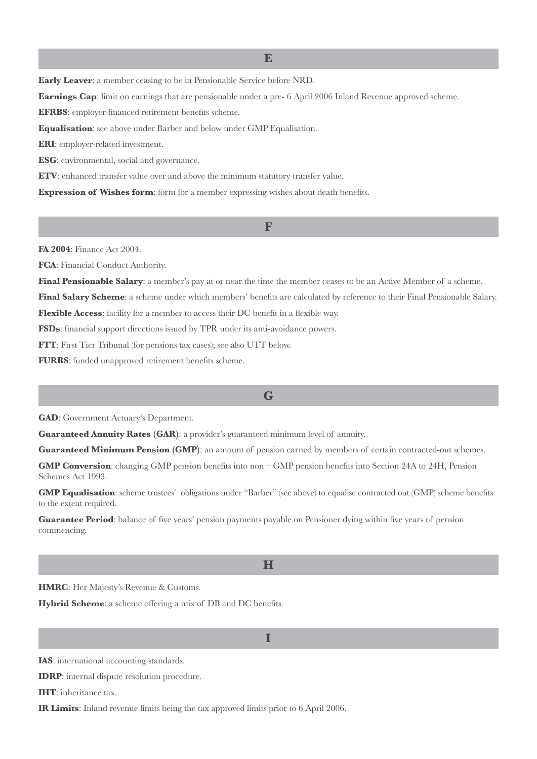## E

**Early Leaver**: a member ceasing to be in Pensionable Service before NRD.

**Earnings Cap**: limit on earnings that are pensionable under a pre- 6 April 2006 Inland Revenue approved scheme.

**EFRBS**: employer-financed retirement benefits scheme.

**Equalisation**: see above under Barber and below under GMP Equalisation.

**ERI**: employer-related investment.

**ESG**: environmental, social and governance.

**ETV**: enhanced transfer value over and above the minimum statutory transfer value.

**Expression of Wishes form**: form for a member expressing wishes about death benefits.

## F

**FA 2004**: Finance Act 2004.

**FCA**: Financial Conduct Authority.

**Final Pensionable Salary**: a member's pay at or near the time the member ceases to be an Active Member of a scheme.

**Final Salary Scheme**: a scheme under which members' benefits are calculated by reference to their Final Pensionable Salary.

**Flexible Access**: facility for a member to access their DC benefit in a flexible way.

**FSDs**: financial support directions issued by TPR under its anti-avoidance powers.

**FTT**: First Tier Tribunal (for pensions tax cases); see also UTT below.

**FURBS**: funded unapproved retirement benefits scheme.

## G

**GAD**: Government Actuary's Department.

**Guaranteed Annuity Rates (GAR)**: a provider's guaranteed minimum level of annuity.

**Guaranteed Minimum Pension (GMP)**: an amount of pension earned by members of certain contracted-out schemes.

**GMP Conversion**: changing GMP pension benefits into non – GMP pension benefits into Section 24A to 24H, Pension Schemes Act 1993.

**GMP Equalisation**: scheme trustees' obligations under "Barber" (see above) to equalise contracted out (GMP) scheme benefits to the extent required.

**Guarantee Period**: balance of five years' pension payments payable on Pensioner dying within five years of pension commencing.

## H

**HMRC**: Her Majesty's Revenue & Customs.

**Hybrid Scheme**: a scheme offering a mix of DB and DC benefits.

## I

**IAS**: international accounting standards.

**IDRP**: internal dispute resolution procedure.

**IHT**: inheritance tax.

**IR Limits**: Inland revenue limits being the tax approved limits prior to 6 April 2006.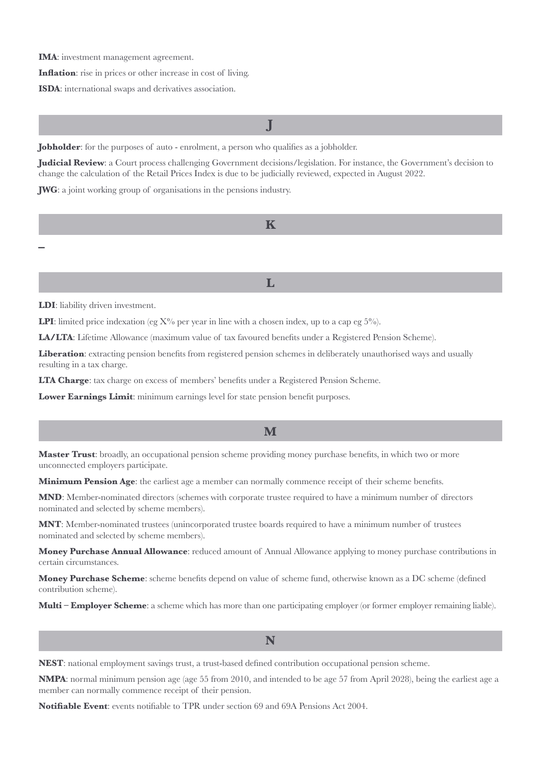**IMA**: investment management agreement.

**Inflation**: rise in prices or other increase in cost of living.

**ISDA**: international swaps and derivatives association.

## J

**Jobholder**: for the purposes of auto - enrolment, a person who qualifies as a jobholder.

**Judicial Review**: a Court process challenging Government decisions/legislation. For instance, the Government's decision to change the calculation of the Retail Prices Index is due to be judicially reviewed, expected in August 2022.

**JWG**: a joint working group of organisations in the pensions industry.

## K

–

## L

**LDI**: liability driven investment.

**LPI**: limited price indexation (eg X% per year in line with a chosen index, up to a cap eg 5%).

**LA/LTA**: Lifetime Allowance (maximum value of tax favoured benefits under a Registered Pension Scheme).

**Liberation**: extracting pension benefits from registered pension schemes in deliberately unauthorised ways and usually resulting in a tax charge.

**LTA Charge**: tax charge on excess of members' benefits under a Registered Pension Scheme.

**Lower Earnings Limit**: minimum earnings level for state pension benefit purposes.

## M

**Master Trust**: broadly, an occupational pension scheme providing money purchase benefits, in which two or more unconnected employers participate.

**Minimum Pension Age**: the earliest age a member can normally commence receipt of their scheme benefits.

**MND**: Member-nominated directors (schemes with corporate trustee required to have a minimum number of directors nominated and selected by scheme members).

**MNT**: Member-nominated trustees (unincorporated trustee boards required to have a minimum number of trustees nominated and selected by scheme members).

**Money Purchase Annual Allowance**: reduced amount of Annual Allowance applying to money purchase contributions in certain circumstances.

**Money Purchase Scheme**: scheme benefits depend on value of scheme fund, otherwise known as a DC scheme (defined contribution scheme).

**Multi – Employer Scheme**: a scheme which has more than one participating employer (or former employer remaining liable).

## N

**NEST**: national employment savings trust, a trust-based defined contribution occupational pension scheme.

**NMPA**: normal minimum pension age (age 55 from 2010, and intended to be age 57 from April 2028), being the earliest age a member can normally commence receipt of their pension.

**Notifiable Event**: events notifiable to TPR under section 69 and 69A Pensions Act 2004.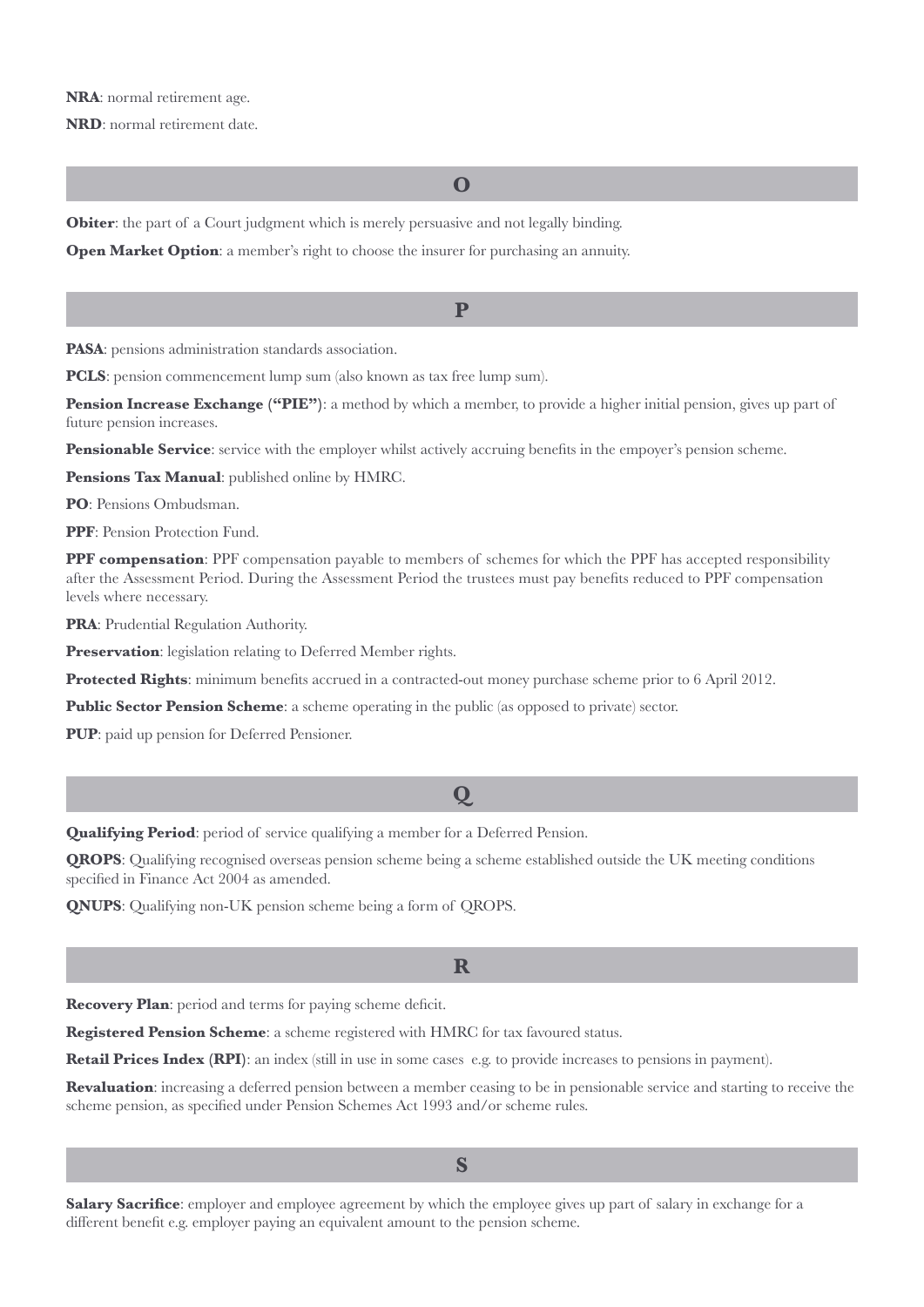**NRA**: normal retirement age.

**NRD**: normal retirement date.

## O

**Obiter**: the part of a Court judgment which is merely persuasive and not legally binding.

**Open Market Option**: a member's right to choose the insurer for purchasing an annuity.

## P

**PASA**: pensions administration standards association.

**PCLS**: pension commencement lump sum (also known as tax free lump sum).

**Pension Increase Exchange ("PIE")**: a method by which a member, to provide a higher initial pension, gives up part of future pension increases.

**Pensionable Service**: service with the employer whilst actively accruing benefits in the empoyer's pension scheme.

**Pensions Tax Manual**: published online by HMRC.

**PO**: Pensions Ombudsman.

**PPF**: Pension Protection Fund.

**PPF compensation**: PPF compensation payable to members of schemes for which the PPF has accepted responsibility after the Assessment Period. During the Assessment Period the trustees must pay benefits reduced to PPF compensation levels where necessary.

**PRA**: Prudential Regulation Authority.

**Preservation**: legislation relating to Deferred Member rights.

**Protected Rights**: minimum benefits accrued in a contracted-out money purchase scheme prior to 6 April 2012.

**Public Sector Pension Scheme**: a scheme operating in the public (as opposed to private) sector.

**PUP**: paid up pension for Deferred Pensioner.

## Q

**Qualifying Period**: period of service qualifying a member for a Deferred Pension.

**QROPS**: Qualifying recognised overseas pension scheme being a scheme established outside the UK meeting conditions specified in Finance Act 2004 as amended.

**QNUPS**: Qualifying non-UK pension scheme being a form of QROPS.

## R

**Recovery Plan**: period and terms for paying scheme deficit.

**Registered Pension Scheme**: a scheme registered with HMRC for tax favoured status.

**Retail Prices Index (RPI)**: an index (still in use in some cases e.g. to provide increases to pensions in payment).

**Revaluation**: increasing a deferred pension between a member ceasing to be in pensionable service and starting to receive the scheme pension, as specified under Pension Schemes Act 1993 and/or scheme rules.

## S

**Salary Sacrifice**: employer and employee agreement by which the employee gives up part of salary in exchange for a different benefit e.g. employer paying an equivalent amount to the pension scheme.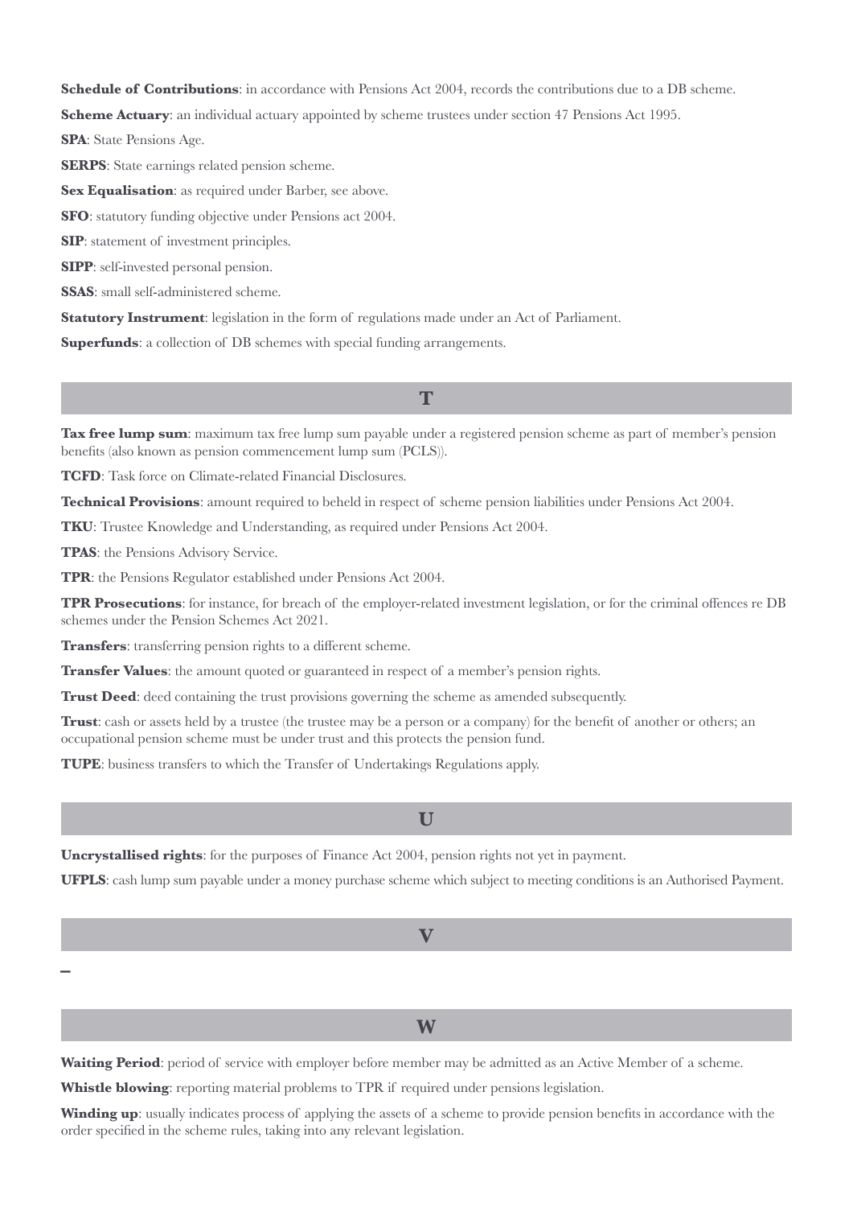**Schedule of Contributions**: in accordance with Pensions Act 2004, records the contributions due to a DB scheme.

**Scheme Actuary**: an individual actuary appointed by scheme trustees under section 47 Pensions Act 1995.

**SPA**: State Pensions Age.

**SERPS**: State earnings related pension scheme.

**Sex Equalisation**: as required under Barber, see above.

**SFO**: statutory funding objective under Pensions act 2004.

**SIP**: statement of investment principles.

**SIPP**: self-invested personal pension.

**SSAS**: small self-administered scheme.

**Statutory Instrument**: legislation in the form of regulations made under an Act of Parliament.

**Superfunds**: a collection of DB schemes with special funding arrangements.

## T

**Tax free lump sum**: maximum tax free lump sum payable under a registered pension scheme as part of member's pension benefits (also known as pension commencement lump sum (PCLS)).

**TCFD**: Task force on Climate-related Financial Disclosures.

**Technical Provisions**: amount required to beheld in respect of scheme pension liabilities under Pensions Act 2004.

**TKU**: Trustee Knowledge and Understanding, as required under Pensions Act 2004.

**TPAS**: the Pensions Advisory Service.

**TPR**: the Pensions Regulator established under Pensions Act 2004.

**TPR Prosecutions**: for instance, for breach of the employer-related investment legislation, or for the criminal offences re DB schemes under the Pension Schemes Act 2021.

**Transfers**: transferring pension rights to a different scheme.

**Transfer Values**: the amount quoted or guaranteed in respect of a member's pension rights.

**Trust Deed**: deed containing the trust provisions governing the scheme as amended subsequently.

**Trust**: cash or assets held by a trustee (the trustee may be a person or a company) for the benefit of another or others; an occupational pension scheme must be under trust and this protects the pension fund.

**TUPE**: business transfers to which the Transfer of Undertakings Regulations apply.

## U

**Uncrystallised rights**: for the purposes of Finance Act 2004, pension rights not yet in payment.

**UFPLS**: cash lump sum payable under a money purchase scheme which subject to meeting conditions is an Authorised Payment.

## V

–

## W

**Waiting Period**: period of service with employer before member may be admitted as an Active Member of a scheme.

**Whistle blowing**: reporting material problems to TPR if required under pensions legislation.

**Winding up**: usually indicates process of applying the assets of a scheme to provide pension benefits in accordance with the order specified in the scheme rules, taking into any relevant legislation.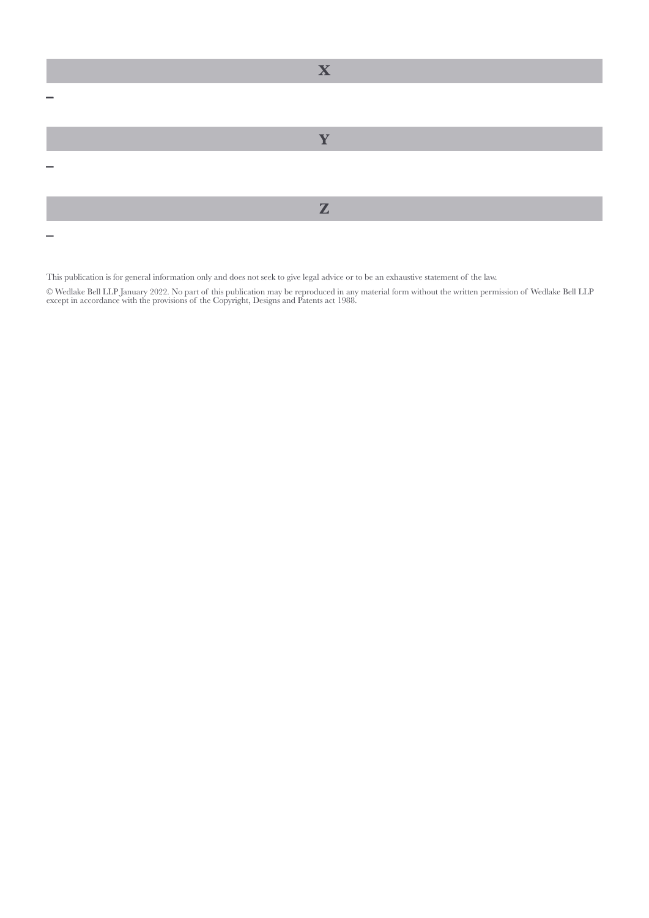## X

–

## Y

–

## Z

–

This publication is for general information only and does not seek to give legal advice or to be an exhaustive statement of the law.

© Wedlake Bell LLP January 2022. No part of this publication may be reproduced in any material form without the written permission of Wedlake Bell LLP except in accordance with the provisions of the Copyright, Designs and Patents act 1988.